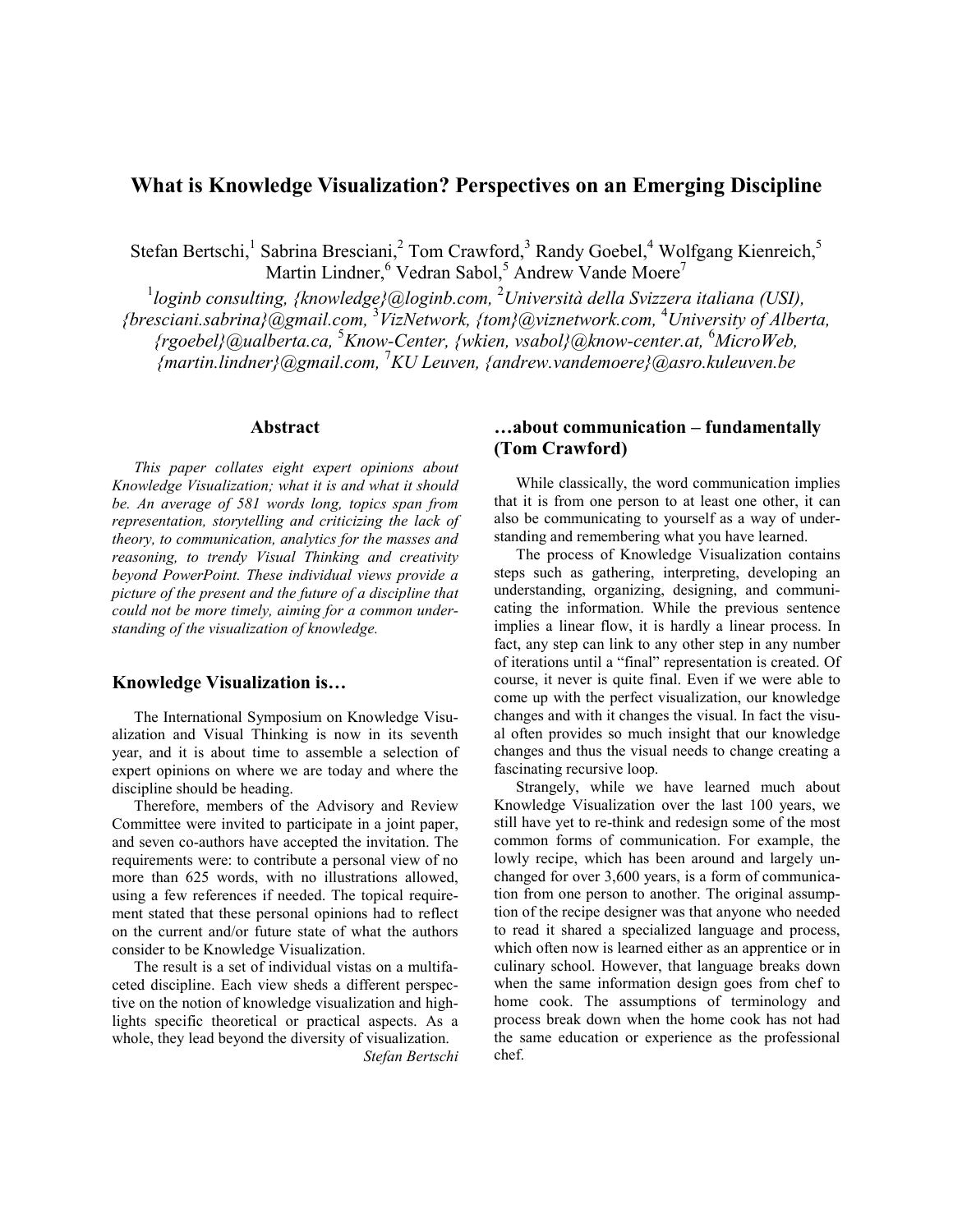# What is Knowledge Visualization? Perspectives on an Emerging Discipline

Stefan Bertschi,[1] Sabrina Bresciani,[2] Tom Crawford,[3] Randy Goebel,[4] Wolfgang Kienreich,[5] Martin Lindner,[6] Vedran Sabol,[5] Andrew Vande Moere[7]

[1]*loginb consulting, {knowledge}@loginb.com,* [2]*Università della Svizzera italiana (USI), {bresciani.sabrina}@gmail.com,* [3]*VizNetwork, {tom}@viznetwork.com,* [4]*University of Alberta, {rgoebel}@ualberta.ca,* [5]*Know-Center, {wkien, vsabol}@know-center.at,* [6]*MicroWeb, {martin.lindner}@gmail.com,* [7]*KU Leuven, {andrew.vandemoere}@asro.kuleuven.be*

## Abstract

*This paper collates eight expert opinions about Knowledge Visualization; what it is and what it should be. An average of 581 words long, topics span from representation, storytelling and criticizing the lack of theory, to communication, analytics for the masses and reasoning, to trendy Visual Thinking and creativity beyond PowerPoint. These individual views provide a picture of the present and the future of a discipline that could not be more timely, aiming for a common understanding of the visualization of knowledge.*

## Knowledge Visualization is…

The International Symposium on Knowledge Visualization and Visual Thinking is now in its seventh year, and it is about time to assemble a selection of expert opinions on where we are today and where the discipline should be heading.

Therefore, members of the Advisory and Review Committee were invited to participate in a joint paper, and seven co-authors have accepted the invitation. The requirements were: to contribute a personal view of no more than 625 words, with no illustrations allowed, using a few references if needed. The topical requirement stated that these personal opinions had to reflect on the current and/or future state of what the authors consider to be Knowledge Visualization.

The result is a set of individual vistas on a multifaceted discipline. Each view sheds a different perspective on the notion of knowledge visualization and highlights specific theoretical or practical aspects. As a whole, they lead beyond the diversity of visualization.

*Stefan Bertschi*

## …about communication – fundamentally (Tom Crawford)

While classically, the word communication implies that it is from one person to at least one other, it can also be communicating to yourself as a way of understanding and remembering what you have learned.

The process of Knowledge Visualization contains steps such as gathering, interpreting, developing an understanding, organizing, designing, and communicating the information. While the previous sentence implies a linear flow, it is hardly a linear process. In fact, any step can link to any other step in any number of iterations until a "final" representation is created. Of course, it never is quite final. Even if we were able to come up with the perfect visualization, our knowledge changes and with it changes the visual. In fact the visual often provides so much insight that our knowledge changes and thus the visual needs to change creating a fascinating recursive loop.

Strangely, while we have learned much about Knowledge Visualization over the last 100 years, we still have yet to re-think and redesign some of the most common forms of communication. For example, the lowly recipe, which has been around and largely unchanged for over 3,600 years, is a form of communication from one person to another. The original assumption of the recipe designer was that anyone who needed to read it shared a specialized language and process, which often now is learned either as an apprentice or in culinary school. However, that language breaks down when the same information design goes from chef to home cook. The assumptions of terminology and process break down when the home cook has not had the same education or experience as the professional chef.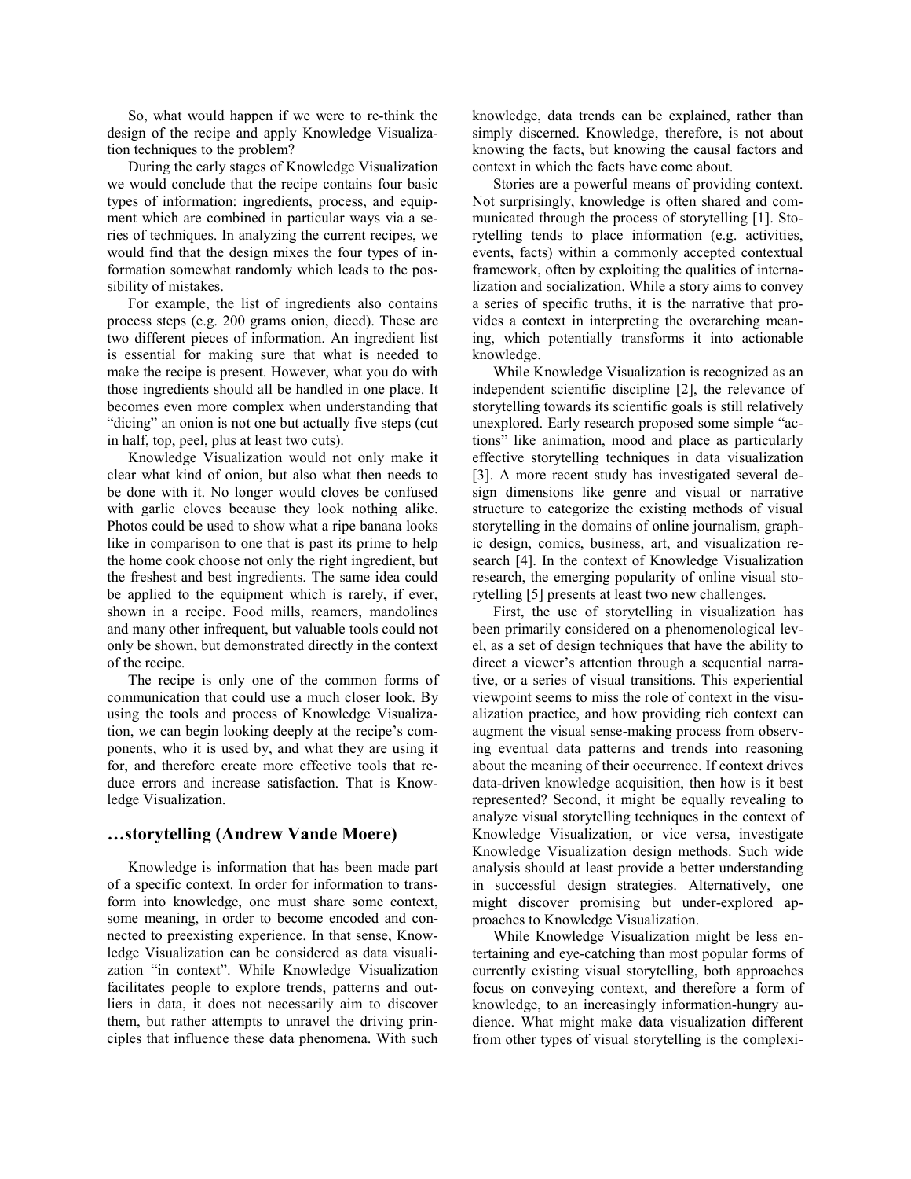So, what would happen if we were to re-think the design of the recipe and apply Knowledge Visualization techniques to the problem?

During the early stages of Knowledge Visualization we would conclude that the recipe contains four basic types of information: ingredients, process, and equipment which are combined in particular ways via a series of techniques. In analyzing the current recipes, we would find that the design mixes the four types of information somewhat randomly which leads to the possibility of mistakes.

For example, the list of ingredients also contains process steps (e.g. 200 grams onion, diced). These are two different pieces of information. An ingredient list is essential for making sure that what is needed to make the recipe is present. However, what you do with those ingredients should all be handled in one place. It becomes even more complex when understanding that "dicing" an onion is not one but actually five steps (cut in half, top, peel, plus at least two cuts).

Knowledge Visualization would not only make it clear what kind of onion, but also what then needs to be done with it. No longer would cloves be confused with garlic cloves because they look nothing alike. Photos could be used to show what a ripe banana looks like in comparison to one that is past its prime to help the home cook choose not only the right ingredient, but the freshest and best ingredients. The same idea could be applied to the equipment which is rarely, if ever, shown in a recipe. Food mills, reamers, mandolines and many other infrequent, but valuable tools could not only be shown, but demonstrated directly in the context of the recipe.

The recipe is only one of the common forms of communication that could use a much closer look. By using the tools and process of Knowledge Visualization, we can begin looking deeply at the recipe's components, who it is used by, and what they are using it for, and therefore create more effective tools that reduce errors and increase satisfaction. That is Knowledge Visualization.

## …storytelling (Andrew Vande Moere)

Knowledge is information that has been made part of a specific context. In order for information to transform into knowledge, one must share some context, some meaning, in order to become encoded and connected to preexisting experience. In that sense, Knowledge Visualization can be considered as data visualization "in context". While Knowledge Visualization facilitates people to explore trends, patterns and outliers in data, it does not necessarily aim to discover them, but rather attempts to unravel the driving principles that influence these data phenomena. With such knowledge, data trends can be explained, rather than simply discerned. Knowledge, therefore, is not about knowing the facts, but knowing the causal factors and context in which the facts have come about.

Stories are a powerful means of providing context. Not surprisingly, knowledge is often shared and communicated through the process of storytelling [1]. Storytelling tends to place information (e.g. activities, events, facts) within a commonly accepted contextual framework, often by exploiting the qualities of internalization and socialization. While a story aims to convey a series of specific truths, it is the narrative that provides a context in interpreting the overarching meaning, which potentially transforms it into actionable knowledge.

While Knowledge Visualization is recognized as an independent scientific discipline [2], the relevance of storytelling towards its scientific goals is still relatively unexplored. Early research proposed some simple "actions" like animation, mood and place as particularly effective storytelling techniques in data visualization [3]. A more recent study has investigated several design dimensions like genre and visual or narrative structure to categorize the existing methods of visual storytelling in the domains of online journalism, graphic design, comics, business, art, and visualization research [4]. In the context of Knowledge Visualization research, the emerging popularity of online visual storytelling [5] presents at least two new challenges.

First, the use of storytelling in visualization has been primarily considered on a phenomenological level, as a set of design techniques that have the ability to direct a viewer's attention through a sequential narrative, or a series of visual transitions. This experiential viewpoint seems to miss the role of context in the visualization practice, and how providing rich context can augment the visual sense-making process from observing eventual data patterns and trends into reasoning about the meaning of their occurrence. If context drives data-driven knowledge acquisition, then how is it best represented? Second, it might be equally revealing to analyze visual storytelling techniques in the context of Knowledge Visualization, or vice versa, investigate Knowledge Visualization design methods. Such wide analysis should at least provide a better understanding in successful design strategies. Alternatively, one might discover promising but under-explored approaches to Knowledge Visualization.

While Knowledge Visualization might be less entertaining and eye-catching than most popular forms of currently existing visual storytelling, both approaches focus on conveying context, and therefore a form of knowledge, to an increasingly information-hungry audience. What might make data visualization different from other types of visual storytelling is the complexi-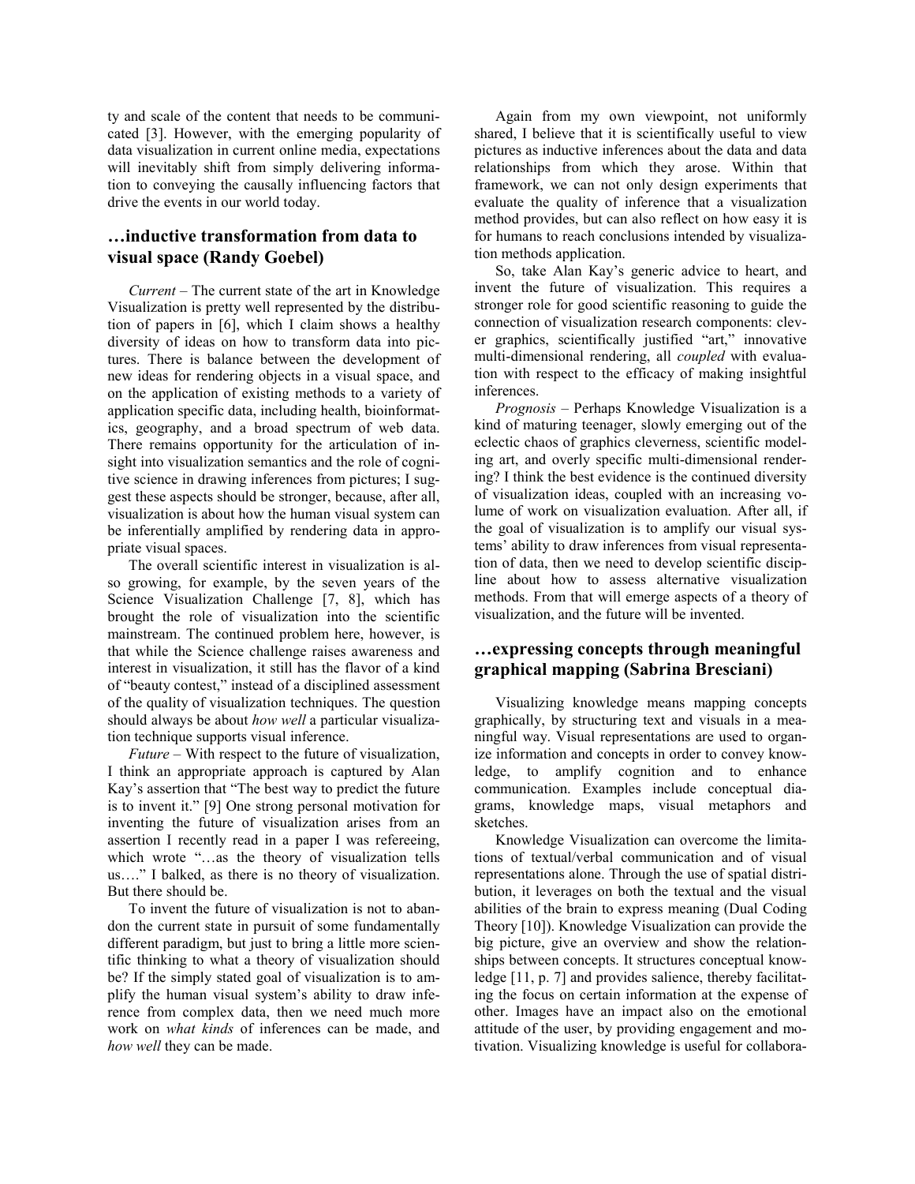ty and scale of the content that needs to be communicated [3]. However, with the emerging popularity of data visualization in current online media, expectations will inevitably shift from simply delivering information to conveying the causally influencing factors that drive the events in our world today.

## …inductive transformation from data to visual space (Randy Goebel)

*Current* – The current state of the art in Knowledge Visualization is pretty well represented by the distribution of papers in [6], which I claim shows a healthy diversity of ideas on how to transform data into pictures. There is balance between the development of new ideas for rendering objects in a visual space, and on the application of existing methods to a variety of application specific data, including health, bioinformatics, geography, and a broad spectrum of web data. There remains opportunity for the articulation of insight into visualization semantics and the role of cognitive science in drawing inferences from pictures; I suggest these aspects should be stronger, because, after all, visualization is about how the human visual system can be inferentially amplified by rendering data in appropriate visual spaces.

The overall scientific interest in visualization is also growing, for example, by the seven years of the Science Visualization Challenge [7, 8], which has brought the role of visualization into the scientific mainstream. The continued problem here, however, is that while the Science challenge raises awareness and interest in visualization, it still has the flavor of a kind of "beauty contest," instead of a disciplined assessment of the quality of visualization techniques. The question should always be about *how well* a particular visualization technique supports visual inference.

*Future* – With respect to the future of visualization, I think an appropriate approach is captured by Alan Kay's assertion that "The best way to predict the future is to invent it." [9] One strong personal motivation for inventing the future of visualization arises from an assertion I recently read in a paper I was refereeing, which wrote "…as the theory of visualization tells us…." I balked, as there is no theory of visualization. But there should be.

To invent the future of visualization is not to abandon the current state in pursuit of some fundamentally different paradigm, but just to bring a little more scientific thinking to what a theory of visualization should be? If the simply stated goal of visualization is to amplify the human visual system's ability to draw inference from complex data, then we need much more work on *what kinds* of inferences can be made, and *how well* they can be made.

Again from my own viewpoint, not uniformly shared, I believe that it is scientifically useful to view pictures as inductive inferences about the data and data relationships from which they arose. Within that framework, we can not only design experiments that evaluate the quality of inference that a visualization method provides, but can also reflect on how easy it is for humans to reach conclusions intended by visualization methods application.

So, take Alan Kay's generic advice to heart, and invent the future of visualization. This requires a stronger role for good scientific reasoning to guide the connection of visualization research components: clever graphics, scientifically justified "art," innovative multi-dimensional rendering, all *coupled* with evaluation with respect to the efficacy of making insightful inferences.

*Prognosis* – Perhaps Knowledge Visualization is a kind of maturing teenager, slowly emerging out of the eclectic chaos of graphics cleverness, scientific modeling art, and overly specific multi-dimensional rendering? I think the best evidence is the continued diversity of visualization ideas, coupled with an increasing volume of work on visualization evaluation. After all, if the goal of visualization is to amplify our visual systems' ability to draw inferences from visual representation of data, then we need to develop scientific discipline about how to assess alternative visualization methods. From that will emerge aspects of a theory of visualization, and the future will be invented.

## …expressing concepts through meaningful graphical mapping (Sabrina Bresciani)

Visualizing knowledge means mapping concepts graphically, by structuring text and visuals in a meaningful way. Visual representations are used to organize information and concepts in order to convey knowledge, to amplify cognition and to enhance communication. Examples include conceptual diagrams, knowledge maps, visual metaphors and sketches.

Knowledge Visualization can overcome the limitations of textual/verbal communication and of visual representations alone. Through the use of spatial distribution, it leverages on both the textual and the visual abilities of the brain to express meaning (Dual Coding Theory [10]). Knowledge Visualization can provide the big picture, give an overview and show the relationships between concepts. It structures conceptual knowledge [11, p. 7] and provides salience, thereby facilitating the focus on certain information at the expense of other. Images have an impact also on the emotional attitude of the user, by providing engagement and motivation. Visualizing knowledge is useful for collabora-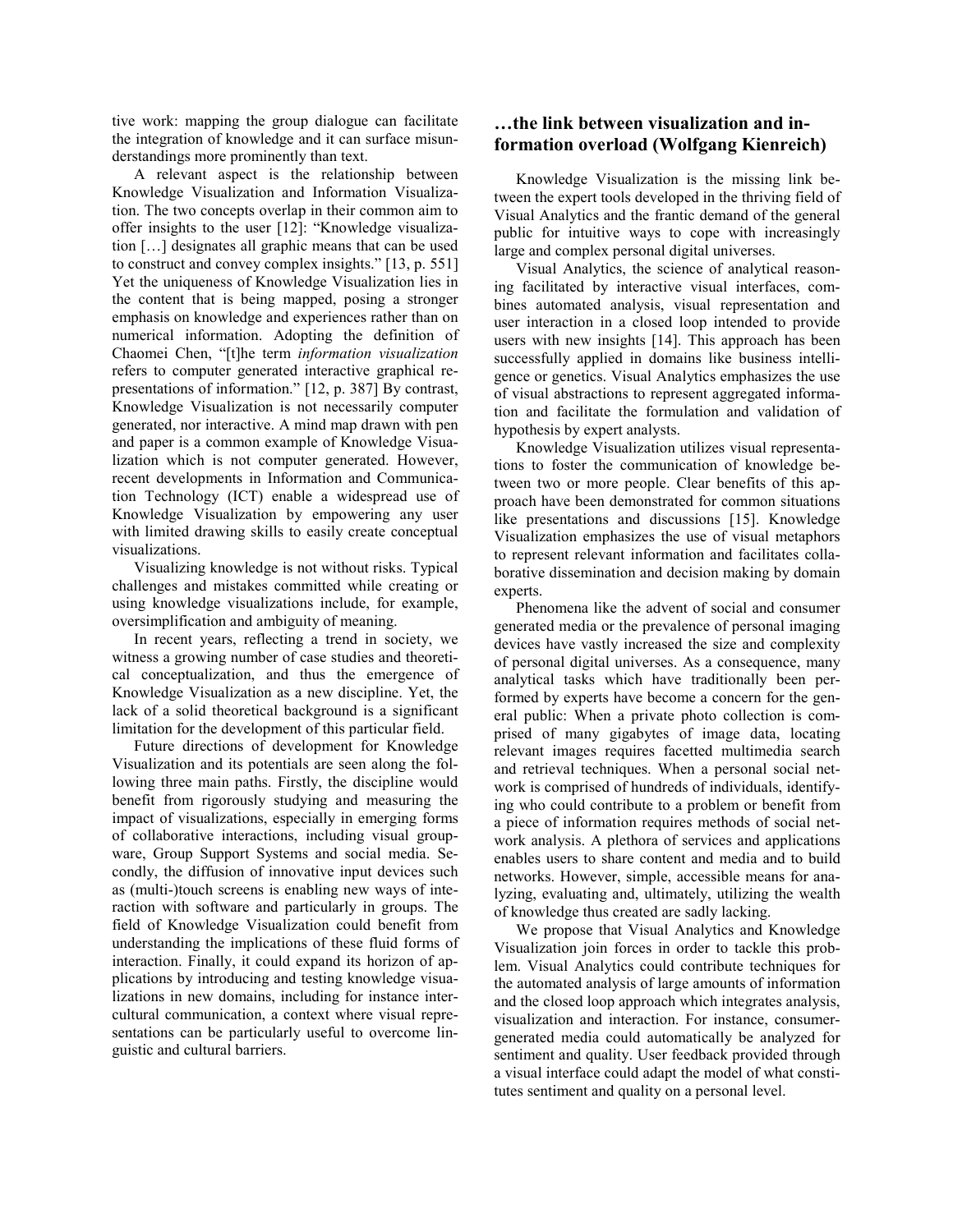tive work: mapping the group dialogue can facilitate the integration of knowledge and it can surface misunderstandings more prominently than text.

A relevant aspect is the relationship between Knowledge Visualization and Information Visualization. The two concepts overlap in their common aim to offer insights to the user [12]: "Knowledge visualization […] designates all graphic means that can be used to construct and convey complex insights." [13, p. 551] Yet the uniqueness of Knowledge Visualization lies in the content that is being mapped, posing a stronger emphasis on knowledge and experiences rather than on numerical information. Adopting the definition of Chaomei Chen, "[t]he term *information visualization* refers to computer generated interactive graphical representations of information." [12, p. 387] By contrast, Knowledge Visualization is not necessarily computer generated, nor interactive. A mind map drawn with pen and paper is a common example of Knowledge Visualization which is not computer generated. However, recent developments in Information and Communication Technology (ICT) enable a widespread use of Knowledge Visualization by empowering any user with limited drawing skills to easily create conceptual visualizations.

Visualizing knowledge is not without risks. Typical challenges and mistakes committed while creating or using knowledge visualizations include, for example, oversimplification and ambiguity of meaning.

In recent years, reflecting a trend in society, we witness a growing number of case studies and theoretical conceptualization, and thus the emergence of Knowledge Visualization as a new discipline. Yet, the lack of a solid theoretical background is a significant limitation for the development of this particular field.

Future directions of development for Knowledge Visualization and its potentials are seen along the following three main paths. Firstly, the discipline would benefit from rigorously studying and measuring the impact of visualizations, especially in emerging forms of collaborative interactions, including visual groupware, Group Support Systems and social media. Secondly, the diffusion of innovative input devices such as (multi-)touch screens is enabling new ways of interaction with software and particularly in groups. The field of Knowledge Visualization could benefit from understanding the implications of these fluid forms of interaction. Finally, it could expand its horizon of applications by introducing and testing knowledge visualizations in new domains, including for instance intercultural communication, a context where visual representations can be particularly useful to overcome linguistic and cultural barriers.

## …the link between visualization and information overload (Wolfgang Kienreich)

Knowledge Visualization is the missing link between the expert tools developed in the thriving field of Visual Analytics and the frantic demand of the general public for intuitive ways to cope with increasingly large and complex personal digital universes.

Visual Analytics, the science of analytical reasoning facilitated by interactive visual interfaces, combines automated analysis, visual representation and user interaction in a closed loop intended to provide users with new insights [14]. This approach has been successfully applied in domains like business intelligence or genetics. Visual Analytics emphasizes the use of visual abstractions to represent aggregated information and facilitate the formulation and validation of hypothesis by expert analysts.

Knowledge Visualization utilizes visual representations to foster the communication of knowledge between two or more people. Clear benefits of this approach have been demonstrated for common situations like presentations and discussions [15]. Knowledge Visualization emphasizes the use of visual metaphors to represent relevant information and facilitates collaborative dissemination and decision making by domain experts.

Phenomena like the advent of social and consumer generated media or the prevalence of personal imaging devices have vastly increased the size and complexity of personal digital universes. As a consequence, many analytical tasks which have traditionally been performed by experts have become a concern for the general public: When a private photo collection is comprised of many gigabytes of image data, locating relevant images requires facetted multimedia search and retrieval techniques. When a personal social network is comprised of hundreds of individuals, identifying who could contribute to a problem or benefit from a piece of information requires methods of social network analysis. A plethora of services and applications enables users to share content and media and to build networks. However, simple, accessible means for analyzing, evaluating and, ultimately, utilizing the wealth of knowledge thus created are sadly lacking.

We propose that Visual Analytics and Knowledge Visualization join forces in order to tackle this problem. Visual Analytics could contribute techniques for the automated analysis of large amounts of information and the closed loop approach which integrates analysis, visualization and interaction. For instance, consumer-generated media could automatically be analyzed for sentiment and quality. User feedback provided through a visual interface could adapt the model of what constitutes sentiment and quality on a personal level.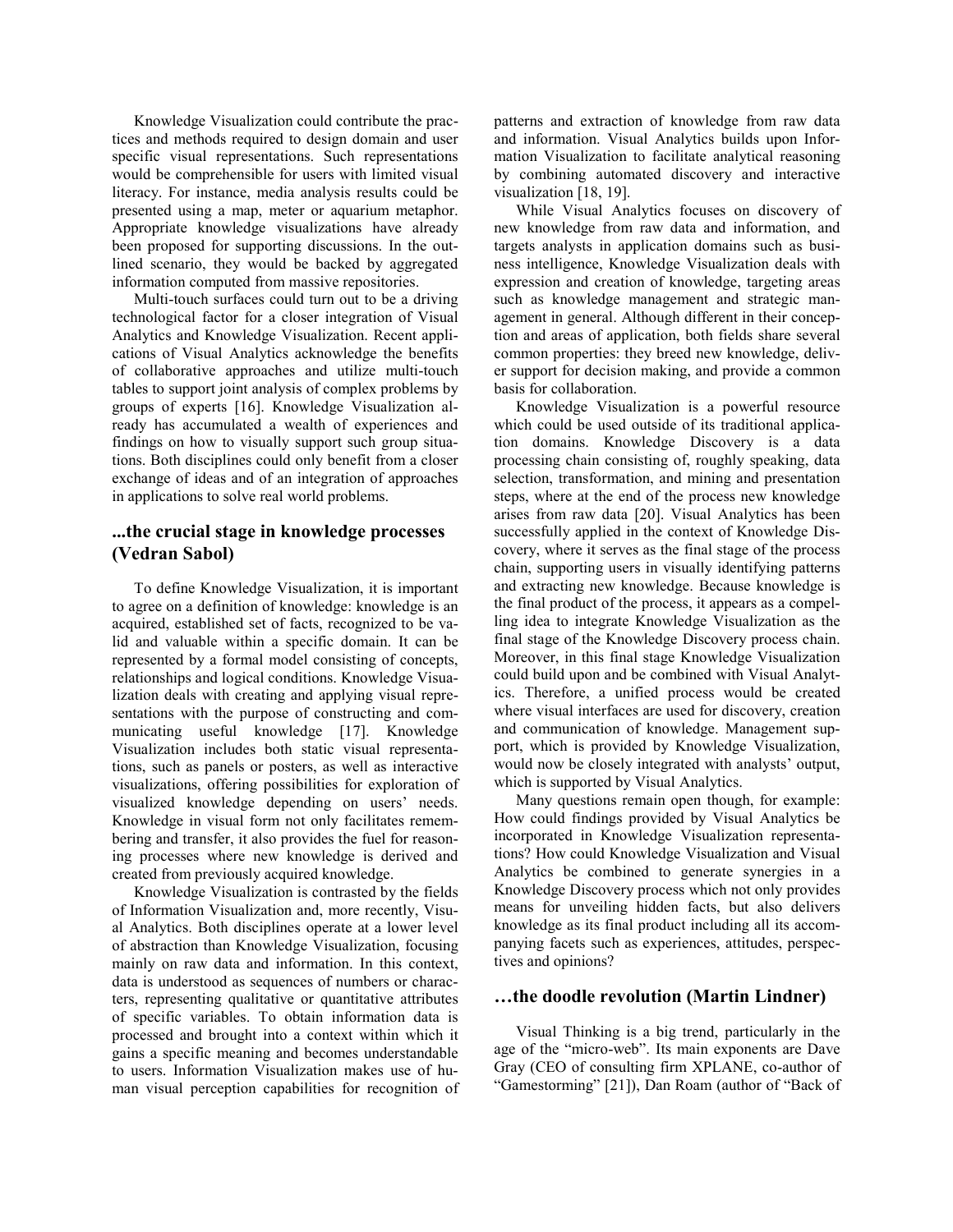Knowledge Visualization could contribute the practices and methods required to design domain and user specific visual representations. Such representations would be comprehensible for users with limited visual literacy. For instance, media analysis results could be presented using a map, meter or aquarium metaphor. Appropriate knowledge visualizations have already been proposed for supporting discussions. In the outlined scenario, they would be backed by aggregated information computed from massive repositories.

Multi-touch surfaces could turn out to be a driving technological factor for a closer integration of Visual Analytics and Knowledge Visualization. Recent applications of Visual Analytics acknowledge the benefits of collaborative approaches and utilize multi-touch tables to support joint analysis of complex problems by groups of experts [16]. Knowledge Visualization already has accumulated a wealth of experiences and findings on how to visually support such group situations. Both disciplines could only benefit from a closer exchange of ideas and of an integration of approaches in applications to solve real world problems.

## ...the crucial stage in knowledge processes (Vedran Sabol)

To define Knowledge Visualization, it is important to agree on a definition of knowledge: knowledge is an acquired, established set of facts, recognized to be valid and valuable within a specific domain. It can be represented by a formal model consisting of concepts, relationships and logical conditions. Knowledge Visualization deals with creating and applying visual representations with the purpose of constructing and communicating useful knowledge [17]. Knowledge Visualization includes both static visual representations, such as panels or posters, as well as interactive visualizations, offering possibilities for exploration of visualized knowledge depending on users' needs. Knowledge in visual form not only facilitates remembering and transfer, it also provides the fuel for reasoning processes where new knowledge is derived and created from previously acquired knowledge.

Knowledge Visualization is contrasted by the fields of Information Visualization and, more recently, Visual Analytics. Both disciplines operate at a lower level of abstraction than Knowledge Visualization, focusing mainly on raw data and information. In this context, data is understood as sequences of numbers or characters, representing qualitative or quantitative attributes of specific variables. To obtain information data is processed and brought into a context within which it gains a specific meaning and becomes understandable to users. Information Visualization makes use of human visual perception capabilities for recognition of patterns and extraction of knowledge from raw data and information. Visual Analytics builds upon Information Visualization to facilitate analytical reasoning by combining automated discovery and interactive visualization [18, 19].

While Visual Analytics focuses on discovery of new knowledge from raw data and information, and targets analysts in application domains such as business intelligence, Knowledge Visualization deals with expression and creation of knowledge, targeting areas such as knowledge management and strategic management in general. Although different in their conception and areas of application, both fields share several common properties: they breed new knowledge, deliver support for decision making, and provide a common basis for collaboration.

Knowledge Visualization is a powerful resource which could be used outside of its traditional application domains. Knowledge Discovery is a data processing chain consisting of, roughly speaking, data selection, transformation, and mining and presentation steps, where at the end of the process new knowledge arises from raw data [20]. Visual Analytics has been successfully applied in the context of Knowledge Discovery, where it serves as the final stage of the process chain, supporting users in visually identifying patterns and extracting new knowledge. Because knowledge is the final product of the process, it appears as a compelling idea to integrate Knowledge Visualization as the final stage of the Knowledge Discovery process chain. Moreover, in this final stage Knowledge Visualization could build upon and be combined with Visual Analytics. Therefore, a unified process would be created where visual interfaces are used for discovery, creation and communication of knowledge. Management support, which is provided by Knowledge Visualization, would now be closely integrated with analysts' output, which is supported by Visual Analytics.

Many questions remain open though, for example: How could findings provided by Visual Analytics be incorporated in Knowledge Visualization representations? How could Knowledge Visualization and Visual Analytics be combined to generate synergies in a Knowledge Discovery process which not only provides means for unveiling hidden facts, but also delivers knowledge as its final product including all its accompanying facets such as experiences, attitudes, perspectives and opinions?

## …the doodle revolution (Martin Lindner)

Visual Thinking is a big trend, particularly in the age of the "micro-web". Its main exponents are Dave Gray (CEO of consulting firm XPLANE, co-author of "Gamestorming" [21]), Dan Roam (author of "Back of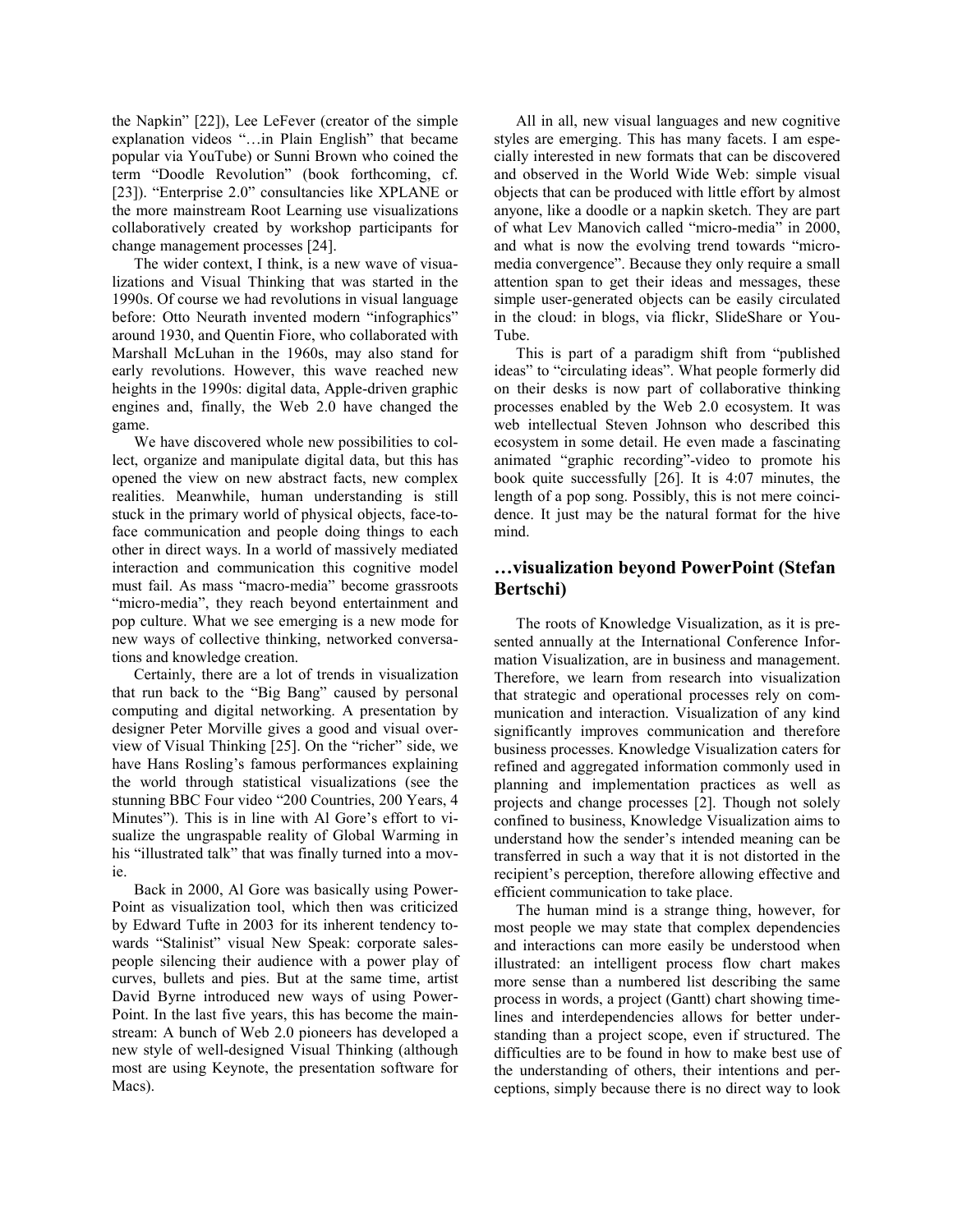the Napkin" [22]), Lee LeFever (creator of the simple explanation videos "…in Plain English" that became popular via YouTube) or Sunni Brown who coined the term "Doodle Revolution" (book forthcoming, cf. [23]). "Enterprise 2.0" consultancies like XPLANE or the more mainstream Root Learning use visualizations collaboratively created by workshop participants for change management processes [24].

The wider context, I think, is a new wave of visualizations and Visual Thinking that was started in the 1990s. Of course we had revolutions in visual language before: Otto Neurath invented modern "infographics" around 1930, and Quentin Fiore, who collaborated with Marshall McLuhan in the 1960s, may also stand for early revolutions. However, this wave reached new heights in the 1990s: digital data, Apple-driven graphic engines and, finally, the Web 2.0 have changed the game.

We have discovered whole new possibilities to collect, organize and manipulate digital data, but this has opened the view on new abstract facts, new complex realities. Meanwhile, human understanding is still stuck in the primary world of physical objects, face-to-face communication and people doing things to each other in direct ways. In a world of massively mediated interaction and communication this cognitive model must fail. As mass "macro-media" become grassroots "micro-media", they reach beyond entertainment and pop culture. What we see emerging is a new mode for new ways of collective thinking, networked conversations and knowledge creation.

Certainly, there are a lot of trends in visualization that run back to the "Big Bang" caused by personal computing and digital networking. A presentation by designer Peter Morville gives a good and visual overview of Visual Thinking [25]. On the "richer" side, we have Hans Rosling's famous performances explaining the world through statistical visualizations (see the stunning BBC Four video "200 Countries, 200 Years, 4 Minutes"). This is in line with Al Gore's effort to visualize the ungraspable reality of Global Warming in his "illustrated talk" that was finally turned into a movie.

Back in 2000, Al Gore was basically using PowerPoint as visualization tool, which then was criticized by Edward Tufte in 2003 for its inherent tendency towards "Stalinist" visual New Speak: corporate salespeople silencing their audience with a power play of curves, bullets and pies. But at the same time, artist David Byrne introduced new ways of using PowerPoint. In the last five years, this has become the mainstream: A bunch of Web 2.0 pioneers has developed a new style of well-designed Visual Thinking (although most are using Keynote, the presentation software for Macs).

All in all, new visual languages and new cognitive styles are emerging. This has many facets. I am especially interested in new formats that can be discovered and observed in the World Wide Web: simple visual objects that can be produced with little effort by almost anyone, like a doodle or a napkin sketch. They are part of what Lev Manovich called "micro-media" in 2000, and what is now the evolving trend towards "micro-media convergence". Because they only require a small attention span to get their ideas and messages, these simple user-generated objects can be easily circulated in the cloud: in blogs, via flickr, SlideShare or YouTube.

This is part of a paradigm shift from "published ideas" to "circulating ideas". What people formerly did on their desks is now part of collaborative thinking processes enabled by the Web 2.0 ecosystem. It was web intellectual Steven Johnson who described this ecosystem in some detail. He even made a fascinating animated "graphic recording"-video to promote his book quite successfully [26]. It is 4:07 minutes, the length of a pop song. Possibly, this is not mere coincidence. It just may be the natural format for the hive mind.

## …visualization beyond PowerPoint (Stefan Bertschi)

The roots of Knowledge Visualization, as it is presented annually at the International Conference Information Visualization, are in business and management. Therefore, we learn from research into visualization that strategic and operational processes rely on communication and interaction. Visualization of any kind significantly improves communication and therefore business processes. Knowledge Visualization caters for refined and aggregated information commonly used in planning and implementation practices as well as projects and change processes [2]. Though not solely confined to business, Knowledge Visualization aims to understand how the sender's intended meaning can be transferred in such a way that it is not distorted in the recipient's perception, therefore allowing effective and efficient communication to take place.

The human mind is a strange thing, however, for most people we may state that complex dependencies and interactions can more easily be understood when illustrated: an intelligent process flow chart makes more sense than a numbered list describing the same process in words, a project (Gantt) chart showing timelines and interdependencies allows for better understanding than a project scope, even if structured. The difficulties are to be found in how to make best use of the understanding of others, their intentions and perceptions, simply because there is no direct way to look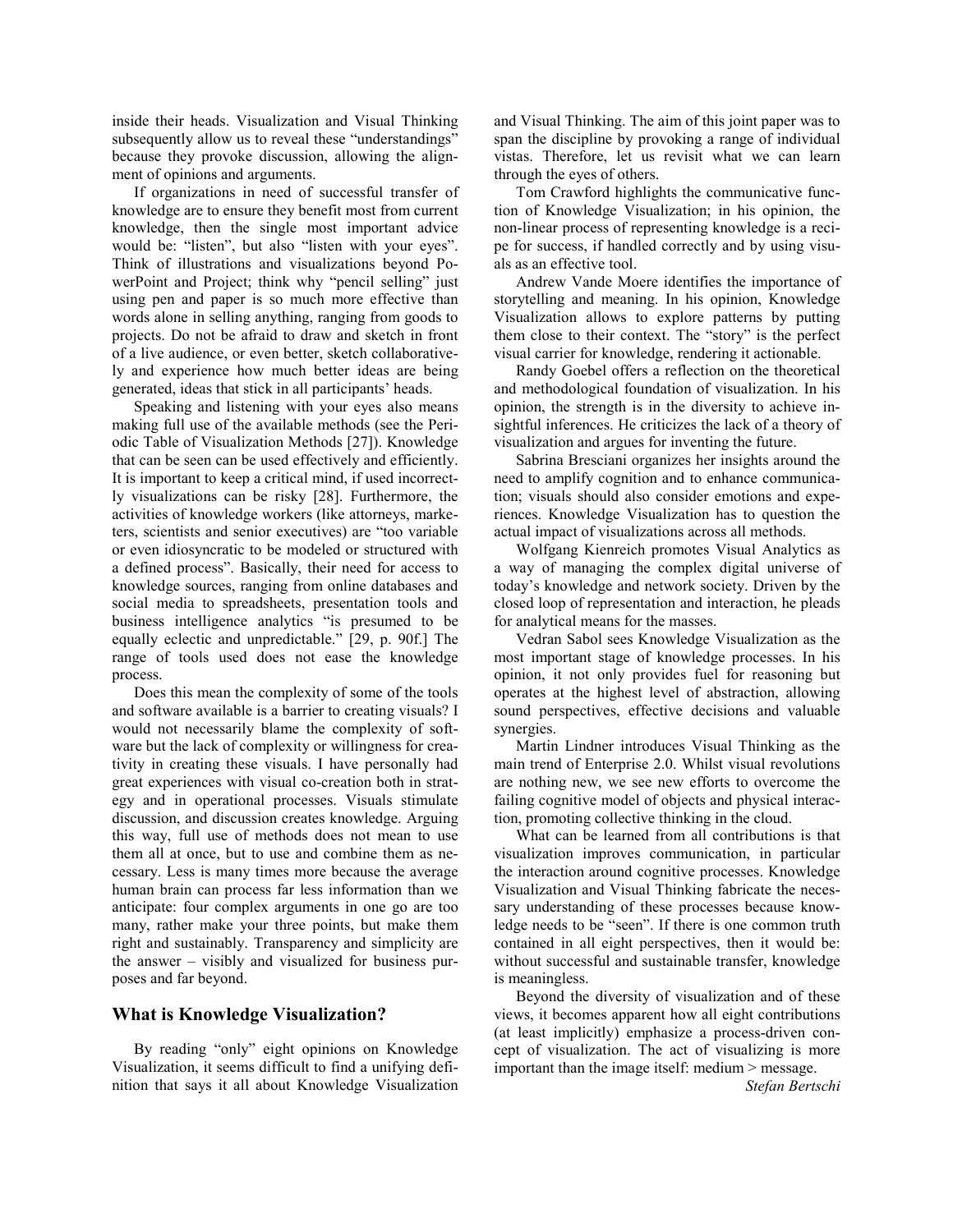inside their heads. Visualization and Visual Thinking subsequently allow us to reveal these "understandings" because they provoke discussion, allowing the alignment of opinions and arguments.

If organizations in need of successful transfer of knowledge are to ensure they benefit most from current knowledge, then the single most important advice would be: "listen", but also "listen with your eyes". Think of illustrations and visualizations beyond PowerPoint and Project; think why "pencil selling" just using pen and paper is so much more effective than words alone in selling anything, ranging from goods to projects. Do not be afraid to draw and sketch in front of a live audience, or even better, sketch collaboratively and experience how much better ideas are being generated, ideas that stick in all participants' heads.

Speaking and listening with your eyes also means making full use of the available methods (see the Periodic Table of Visualization Methods [27]). Knowledge that can be seen can be used effectively and efficiently. It is important to keep a critical mind, if used incorrectly visualizations can be risky [28]. Furthermore, the activities of knowledge workers (like attorneys, marketers, scientists and senior executives) are "too variable or even idiosyncratic to be modeled or structured with a defined process". Basically, their need for access to knowledge sources, ranging from online databases and social media to spreadsheets, presentation tools and business intelligence analytics "is presumed to be equally eclectic and unpredictable." [29, p. 90f.] The range of tools used does not ease the knowledge process.

Does this mean the complexity of some of the tools and software available is a barrier to creating visuals? I would not necessarily blame the complexity of software but the lack of complexity or willingness for creativity in creating these visuals. I have personally had great experiences with visual co-creation both in strategy and in operational processes. Visuals stimulate discussion, and discussion creates knowledge. Arguing this way, full use of methods does not mean to use them all at once, but to use and combine them as necessary. Less is many times more because the average human brain can process far less information than we anticipate: four complex arguments in one go are too many, rather make your three points, but make them right and sustainably. Transparency and simplicity are the answer – visibly and visualized for business purposes and far beyond.

## What is Knowledge Visualization?

By reading "only" eight opinions on Knowledge Visualization, it seems difficult to find a unifying definition that says it all about Knowledge Visualization and Visual Thinking. The aim of this joint paper was to span the discipline by provoking a range of individual vistas. Therefore, let us revisit what we can learn through the eyes of others.

Tom Crawford highlights the communicative function of Knowledge Visualization; in his opinion, the non-linear process of representing knowledge is a recipe for success, if handled correctly and by using visuals as an effective tool.

Andrew Vande Moere identifies the importance of storytelling and meaning. In his opinion, Knowledge Visualization allows to explore patterns by putting them close to their context. The "story" is the perfect visual carrier for knowledge, rendering it actionable.

Randy Goebel offers a reflection on the theoretical and methodological foundation of visualization. In his opinion, the strength is in the diversity to achieve insightful inferences. He criticizes the lack of a theory of visualization and argues for inventing the future.

Sabrina Bresciani organizes her insights around the need to amplify cognition and to enhance communication; visuals should also consider emotions and experiences. Knowledge Visualization has to question the actual impact of visualizations across all methods.

Wolfgang Kienreich promotes Visual Analytics as a way of managing the complex digital universe of today's knowledge and network society. Driven by the closed loop of representation and interaction, he pleads for analytical means for the masses.

Vedran Sabol sees Knowledge Visualization as the most important stage of knowledge processes. In his opinion, it not only provides fuel for reasoning but operates at the highest level of abstraction, allowing sound perspectives, effective decisions and valuable synergies.

Martin Lindner introduces Visual Thinking as the main trend of Enterprise 2.0. Whilst visual revolutions are nothing new, we see new efforts to overcome the failing cognitive model of objects and physical interaction, promoting collective thinking in the cloud.

What can be learned from all contributions is that visualization improves communication, in particular the interaction around cognitive processes. Knowledge Visualization and Visual Thinking fabricate the necessary understanding of these processes because knowledge needs to be "seen". If there is one common truth contained in all eight perspectives, then it would be: without successful and sustainable transfer, knowledge is meaningless.

Beyond the diversity of visualization and of these views, it becomes apparent how all eight contributions (at least implicitly) emphasize a process-driven concept of visualization. The act of visualizing is more important than the image itself: medium > message.

*Stefan Bertschi*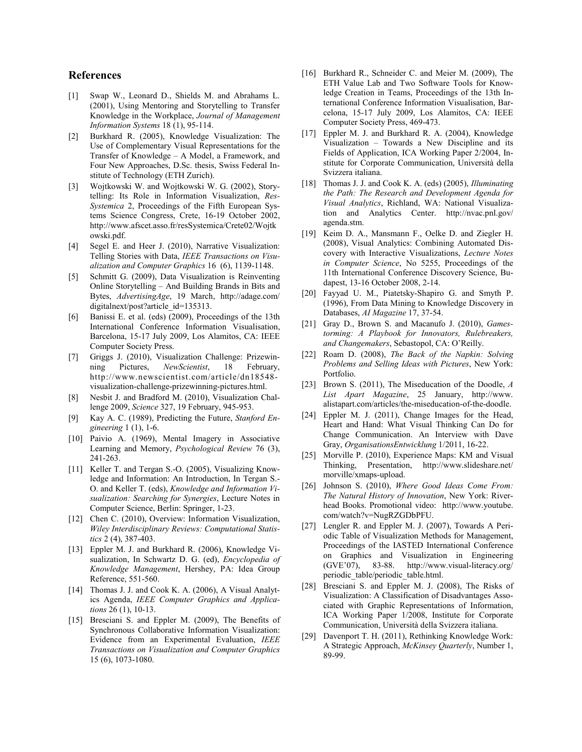## References

[1] Swap W., Leonard D., Shields M. and Abrahams L. (2001), Using Mentoring and Storytelling to Transfer Knowledge in the Workplace, *Journal of Management Information Systems* 18 (1), 95-114.

[2] Burkhard R. (2005), Knowledge Visualization: The Use of Complementary Visual Representations for the Transfer of Knowledge – A Model, a Framework, and Four New Approaches, D.Sc. thesis, Swiss Federal Institute of Technology (ETH Zurich).

[3] Wojtkowski W. and Wojtkowski W. G. (2002), Storytelling: Its Role in Information Visualization, *Res-Systemica* 2, Proceedings of the Fifth European Systems Science Congress, Crete, 16-19 October 2002, http://www.afscet.asso.fr/resSystemica/Crete02/Wojtkowski.pdf.

[4] Segel E. and Heer J. (2010), Narrative Visualization: Telling Stories with Data, *IEEE Transactions on Visualization and Computer Graphics* 16 (6), 1139-1148.

[5] Schmitt G. (2009), Data Visualization is Reinventing Online Storytelling – And Building Brands in Bits and Bytes, *AdvertisingAge*, 19 March, http://adage.com/digitalnext/post?article_id=135313.

[6] Banissi E. et al. (eds) (2009), Proceedings of the 13th International Conference Information Visualisation, Barcelona, 15-17 July 2009, Los Alamitos, CA: IEEE Computer Society Press.

[7] Griggs J. (2010), Visualization Challenge: Prizewinning Pictures, *NewScientist*, 18 February, http://www.newscientist.com/article/dn18548-visualization-challenge-prizewinning-pictures.html.

[8] Nesbit J. and Bradford M. (2010), Visualization Challenge 2009, *Science* 327, 19 February, 945-953.

[9] Kay A. C. (1989), Predicting the Future, *Stanford Engineering* 1 (1), 1-6.

[10] Paivio A. (1969), Mental Imagery in Associative Learning and Memory, *Psychological Review* 76 (3), 241-263.

[11] Keller T. and Tergan S.-O. (2005), Visualizing Knowledge and Information: An Introduction, In Tergan S.-O. and Keller T. (eds), *Knowledge and Information Visualization: Searching for Synergies*, Lecture Notes in Computer Science, Berlin: Springer, 1-23.

[12] Chen C. (2010), Overview: Information Visualization, *Wiley Interdisciplinary Reviews: Computational Statistics* 2 (4), 387-403.

[13] Eppler M. J. and Burkhard R. (2006), Knowledge Visualization, In Schwartz D. G. (ed), *Encyclopedia of Knowledge Management*, Hershey, PA: Idea Group Reference, 551-560.

[14] Thomas J. J. and Cook K. A. (2006), A Visual Analytics Agenda, *IEEE Computer Graphics and Applications* 26 (1), 10-13.

[15] Bresciani S. and Eppler M. (2009), The Benefits of Synchronous Collaborative Information Visualization: Evidence from an Experimental Evaluation, *IEEE Transactions on Visualization and Computer Graphics* 15 (6), 1073-1080.

[16] Burkhard R., Schneider C. and Meier M. (2009), The ETH Value Lab and Two Software Tools for Knowledge Creation in Teams, Proceedings of the 13th International Conference Information Visualisation, Barcelona, 15-17 July 2009, Los Alamitos, CA: IEEE Computer Society Press, 469-473.

[17] Eppler M. J. and Burkhard R. A. (2004), Knowledge Visualization – Towards a New Discipline and its Fields of Application, ICA Working Paper 2/2004, Institute for Corporate Communication, Università della Svizzera italiana.

[18] Thomas J. J. and Cook K. A. (eds) (2005), *Illuminating the Path: The Research and Development Agenda for Visual Analytics*, Richland, WA: National Visualization and Analytics Center. http://nvac.pnl.gov/agenda.stm.

[19] Keim D. A., Mansmann F., Oelke D. and Ziegler H. (2008), Visual Analytics: Combining Automated Discovery with Interactive Visualizations, *Lecture Notes in Computer Science*, No 5255, Proceedings of the 11th International Conference Discovery Science, Budapest, 13-16 October 2008, 2-14.

[20] Fayyad U. M., Piatetsky-Shapiro G. and Smyth P. (1996), From Data Mining to Knowledge Discovery in Databases, *AI Magazine* 17, 37-54.

[21] Gray D., Brown S. and Macanufo J. (2010), *Gamestorming: A Playbook for Innovators, Rulebreakers, and Changemakers*, Sebastopol, CA: O'Reilly.

[22] Roam D. (2008), *The Back of the Napkin: Solving Problems and Selling Ideas with Pictures*, New York: Portfolio.

[23] Brown S. (2011), The Miseducation of the Doodle, *A List Apart Magazine*, 25 January, http://www.alistapart.com/articles/the-miseducation-of-the-doodle.

[24] Eppler M. J. (2011), Change Images for the Head, Heart and Hand: What Visual Thinking Can Do for Change Communication. An Interview with Dave Gray, *OrganisationsEntwicklung* 1/2011, 16-22.

[25] Morville P. (2010), Experience Maps: KM and Visual Thinking, Presentation, http://www.slideshare.net/morville/xmaps-upload.

[26] Johnson S. (2010), *Where Good Ideas Come From: The Natural History of Innovation*, New York: Riverhead Books. Promotional video: http://www.youtube.com/watch?v=NugRZGDbPFU.

[27] Lengler R. and Eppler M. J. (2007), Towards A Periodic Table of Visualization Methods for Management, Proceedings of the IASTED International Conference on Graphics and Visualization in Engineering (GVE'07), 83-88. http://www.visual-literacy.org/periodic_table/periodic_table.html.

[28] Bresciani S. and Eppler M. J. (2008), The Risks of Visualization: A Classification of Disadvantages Associated with Graphic Representations of Information, ICA Working Paper 1/2008, Institute for Corporate Communication, Università della Svizzera italiana.

[29] Davenport T. H. (2011), Rethinking Knowledge Work: A Strategic Approach, *McKinsey Quarterly*, Number 1, 89-99.